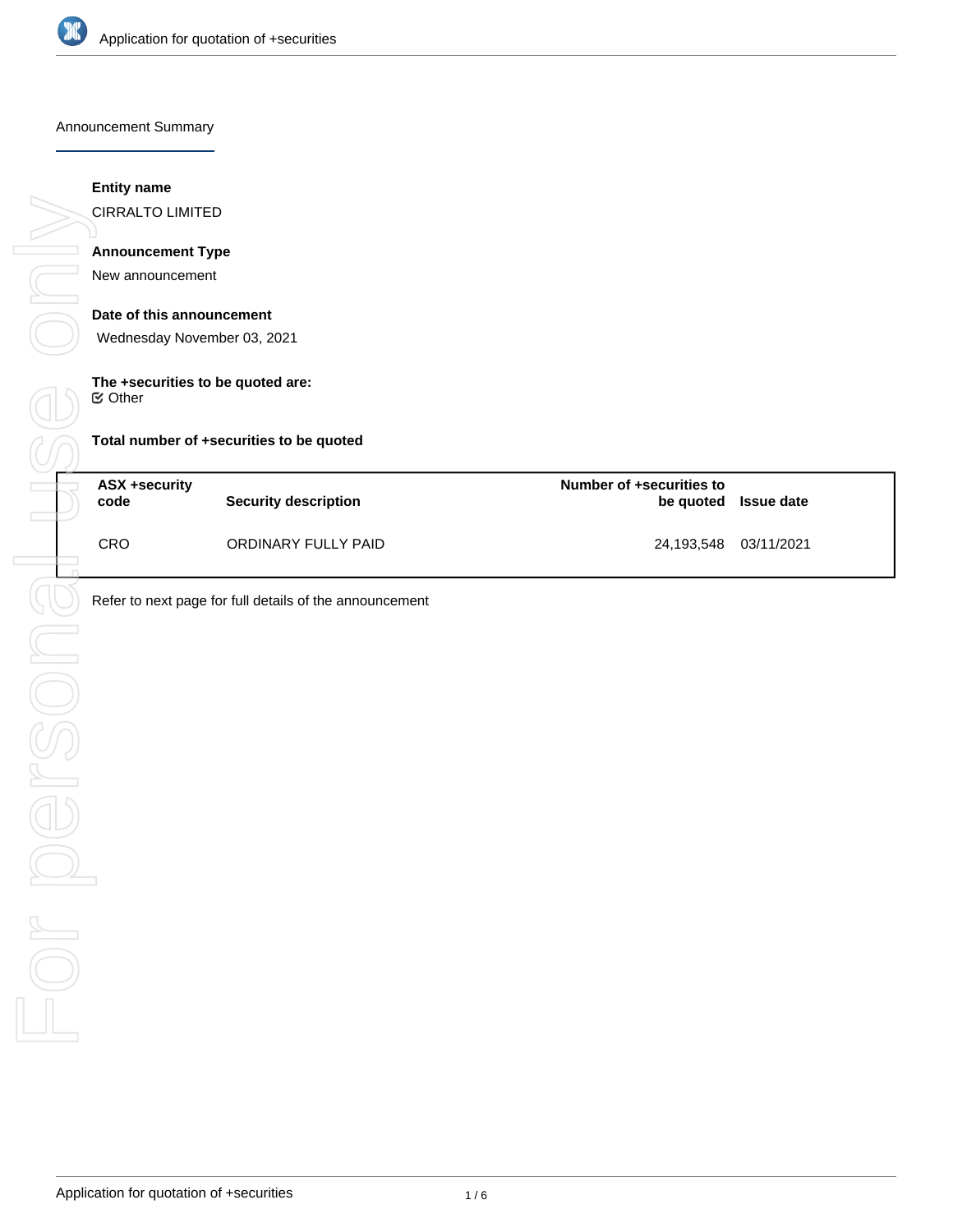Announcement Summary

**Entity name**

CIRRALTO LIMITED

**Announcement Type**

New announcement

**Date of this announcement**

Wednesday November 03, 2021

**The +securities to be quoted are:**

☑ Other

**Total number of +securities to be quoted**

| ASX +security code | Security description | Number of +securities to be quoted | Issue date |
|---|---|---|---|
| CRO | ORDINARY FULLY PAID | 24,193,548 | 03/11/2021 |

Refer to next page for full details of the announcement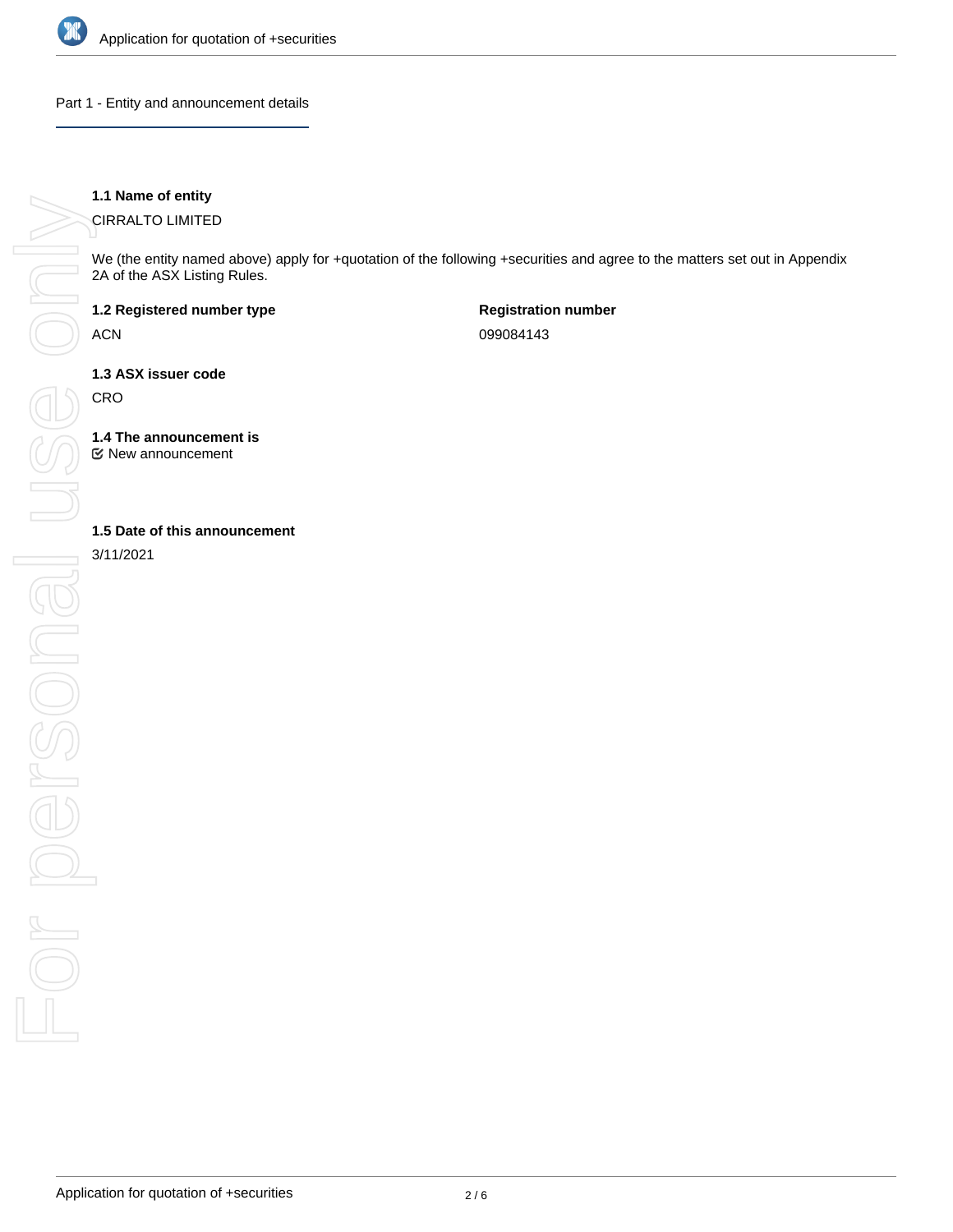## Part 1 - Entity and announcement details

**1.1 Name of entity**

CIRRALTO LIMITED

We (the entity named above) apply for +quotation of the following +securities and agree to the matters set out in Appendix 2A of the ASX Listing Rules.

| **1.2 Registered number type** | **Registration number** |
|---|---|
| ACN | 099084143 |

**1.3 ASX issuer code**

CRO

**1.4 The announcement is**

☑ New announcement

**1.5 Date of this announcement**

3/11/2021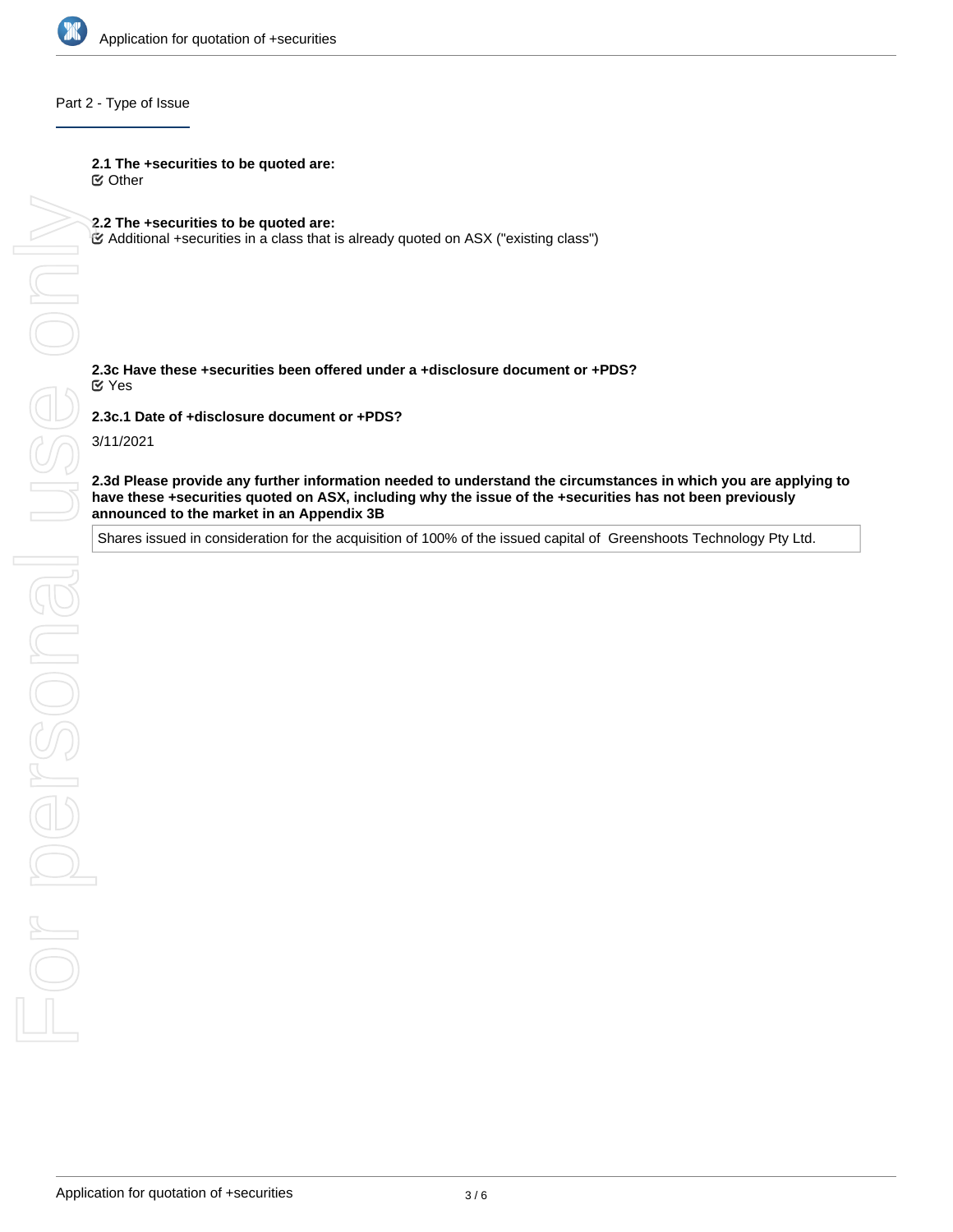## Part 2 - Type of Issue

**2.1 The +securities to be quoted are:**

☑ Other

**2.2 The +securities to be quoted are:**

☑ Additional +securities in a class that is already quoted on ASX ("existing class")

**2.3c Have these +securities been offered under a +disclosure document or +PDS?**

☑ Yes

**2.3c.1 Date of +disclosure document or +PDS?**

3/11/2021

**2.3d Please provide any further information needed to understand the circumstances in which you are applying to have these +securities quoted on ASX, including why the issue of the +securities has not been previously announced to the market in an Appendix 3B**

Shares issued in consideration for the acquisition of 100% of the issued capital of Greenshoots Technology Pty Ltd.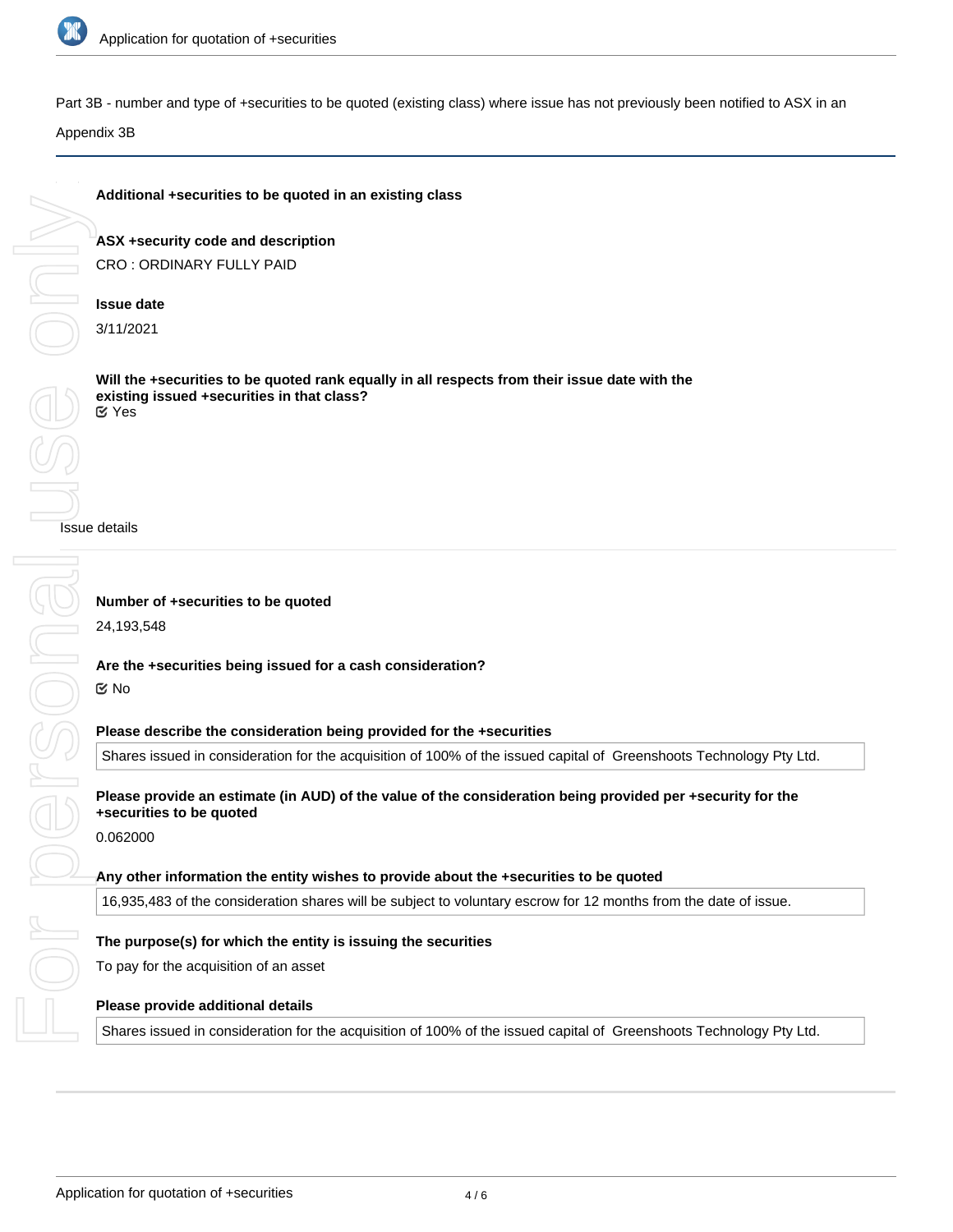Part 3B - number and type of +securities to be quoted (existing class) where issue has not previously been notified to ASX in an Appendix 3B

**Additional +securities to be quoted in an existing class**

**ASX +security code and description**

CRO : ORDINARY FULLY PAID

**Issue date**

3/11/2021

**Will the +securities to be quoted rank equally in all respects from their issue date with the existing issued +securities in that class?**

☑ Yes

Issue details

**Number of +securities to be quoted**

24,193,548

**Are the +securities being issued for a cash consideration?**

☑ No

**Please describe the consideration being provided for the +securities**

Shares issued in consideration for the acquisition of 100% of the issued capital of Greenshoots Technology Pty Ltd.

**Please provide an estimate (in AUD) of the value of the consideration being provided per +security for the +securities to be quoted**

0.062000

**Any other information the entity wishes to provide about the +securities to be quoted**

16,935,483 of the consideration shares will be subject to voluntary escrow for 12 months from the date of issue.

**The purpose(s) for which the entity is issuing the securities**

To pay for the acquisition of an asset

**Please provide additional details**

Shares issued in consideration for the acquisition of 100% of the issued capital of Greenshoots Technology Pty Ltd.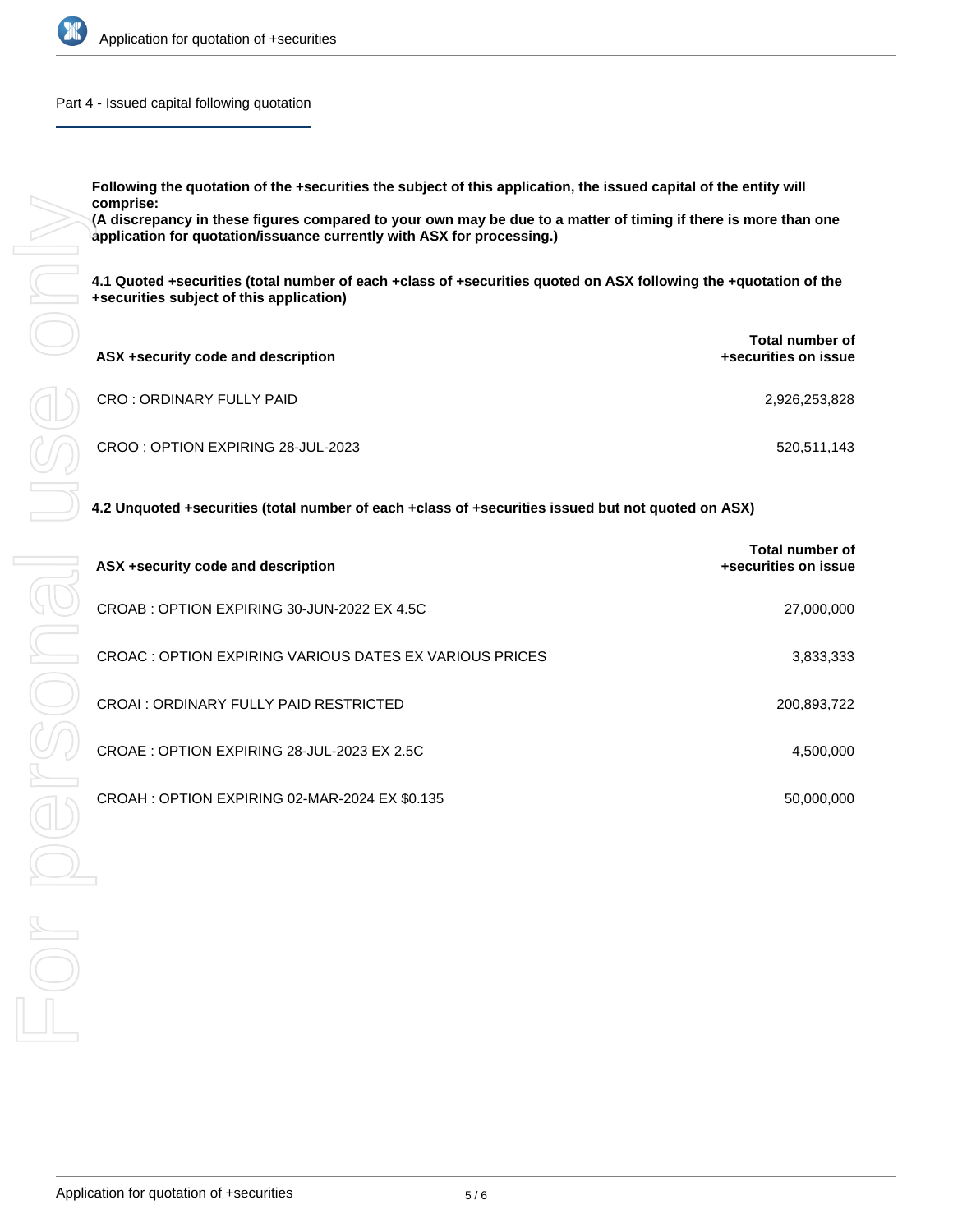## Part 4 - Issued capital following quotation

**Following the quotation of the +securities the subject of this application, the issued capital of the entity will comprise:**
**(A discrepancy in these figures compared to your own may be due to a matter of timing if there is more than one application for quotation/issuance currently with ASX for processing.)**

**4.1 Quoted +securities (total number of each +class of +securities quoted on ASX following the +quotation of the +securities subject of this application)**

| ASX +security code and description | Total number of +securities on issue |
|---|---|
| CRO : ORDINARY FULLY PAID | 2,926,253,828 |
| CROO : OPTION EXPIRING 28-JUL-2023 | 520,511,143 |

**4.2 Unquoted +securities (total number of each +class of +securities issued but not quoted on ASX)**

| ASX +security code and description | Total number of +securities on issue |
|---|---|
| CROAB : OPTION EXPIRING 30-JUN-2022 EX 4.5C | 27,000,000 |
| CROAC : OPTION EXPIRING VARIOUS DATES EX VARIOUS PRICES | 3,833,333 |
| CROAI : ORDINARY FULLY PAID RESTRICTED | 200,893,722 |
| CROAE : OPTION EXPIRING 28-JUL-2023 EX 2.5C | 4,500,000 |
| CROAH : OPTION EXPIRING 02-MAR-2024 EX $0.135 | 50,000,000 |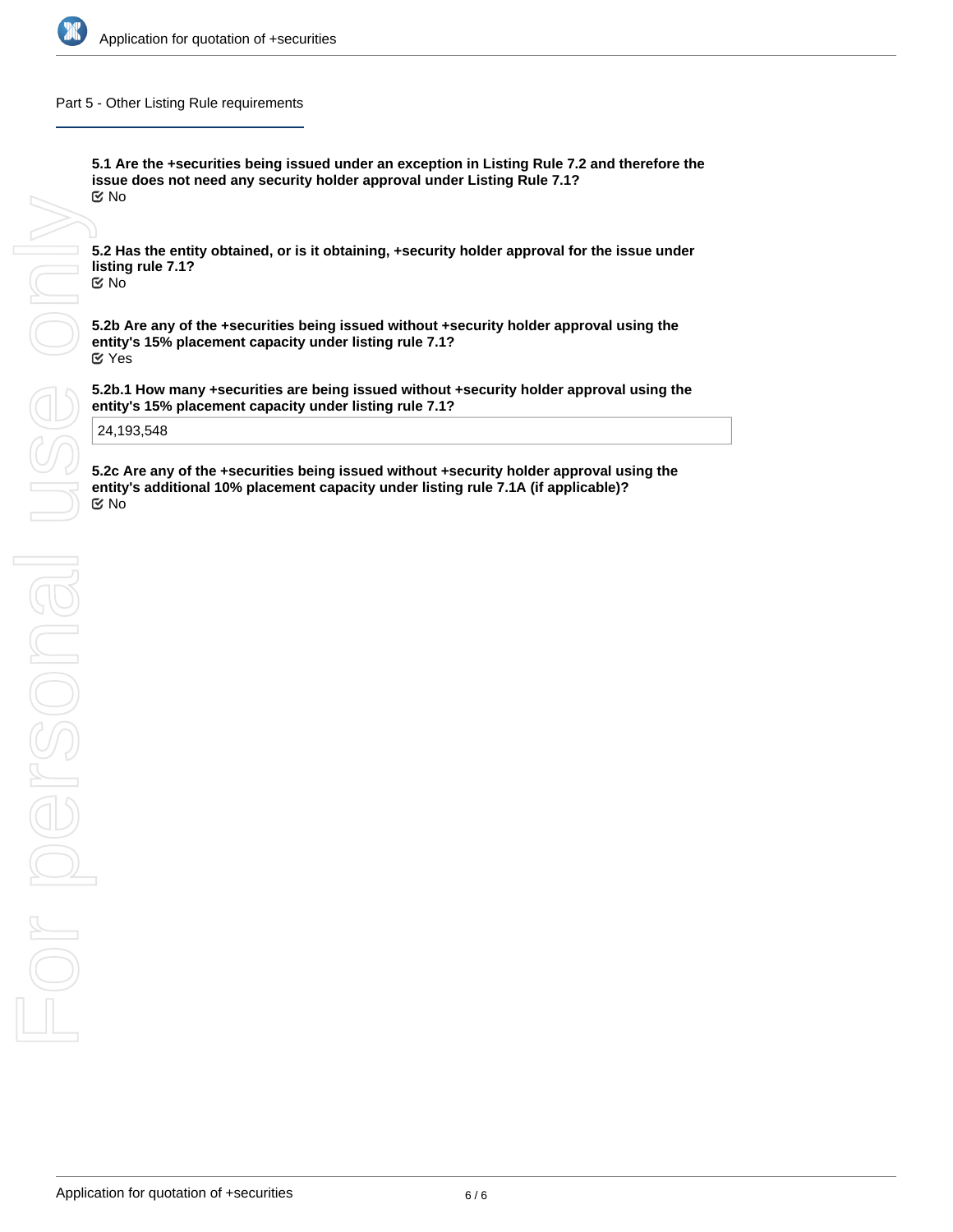## Part 5 - Other Listing Rule requirements

**5.1 Are the +securities being issued under an exception in Listing Rule 7.2 and therefore the issue does not need any security holder approval under Listing Rule 7.1?**

☑ No

**5.2 Has the entity obtained, or is it obtaining, +security holder approval for the issue under listing rule 7.1?**

☑ No

**5.2b Are any of the +securities being issued without +security holder approval using the entity's 15% placement capacity under listing rule 7.1?**

☑ Yes

**5.2b.1 How many +securities are being issued without +security holder approval using the entity's 15% placement capacity under listing rule 7.1?**

24,193,548

**5.2c Are any of the +securities being issued without +security holder approval using the entity's additional 10% placement capacity under listing rule 7.1A (if applicable)?**

☑ No